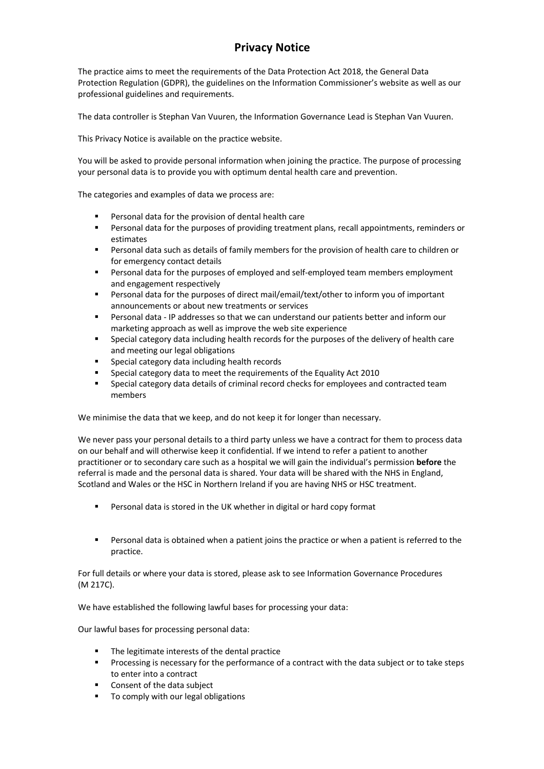# Privacy Notice

The practice aims to meet the requirements of the Data Protection Act 2018, the General Data Protection Regulation (GDPR), the guidelines on the Information Commissioner's website as well as our professional guidelines and requirements.

The data controller is Stephan Van Vuuren, the Information Governance Lead is Stephan Van Vuuren.

This Privacy Notice is available on the practice website.

You will be asked to provide personal information when joining the practice. The purpose of processing your personal data is to provide you with optimum dental health care and prevention.

The categories and examples of data we process are:

- Personal data for the provision of dental health care
- Personal data for the purposes of providing treatment plans, recall appointments, reminders or estimates
- Personal data such as details of family members for the provision of health care to children or for emergency contact details
- Personal data for the purposes of employed and self-employed team members employment and engagement respectively
- Personal data for the purposes of direct mail/email/text/other to inform you of important announcements or about new treatments or services
- Personal data - IP addresses so that we can understand our patients better and inform our marketing approach as well as improve the web site experience
- Special category data including health records for the purposes of the delivery of health care and meeting our legal obligations
- Special category data including health records
- Special category data to meet the requirements of the Equality Act 2010
- Special category data details of criminal record checks for employees and contracted team members

We minimise the data that we keep, and do not keep it for longer than necessary.

We never pass your personal details to a third party unless we have a contract for them to process data on our behalf and will otherwise keep it confidential. If we intend to refer a patient to another practitioner or to secondary care such as a hospital we will gain the individual's permission **before** the referral is made and the personal data is shared. Your data will be shared with the NHS in England, Scotland and Wales or the HSC in Northern Ireland if you are having NHS or HSC treatment.

- Personal data is stored in the UK whether in digital or hard copy format
- Personal data is obtained when a patient joins the practice or when a patient is referred to the practice.

For full details or where your data is stored, please ask to see Information Governance Procedures (M 217C).

We have established the following lawful bases for processing your data:

Our lawful bases for processing personal data:

- The legitimate interests of the dental practice
- Processing is necessary for the performance of a contract with the data subject or to take steps to enter into a contract
- Consent of the data subject
- To comply with our legal obligations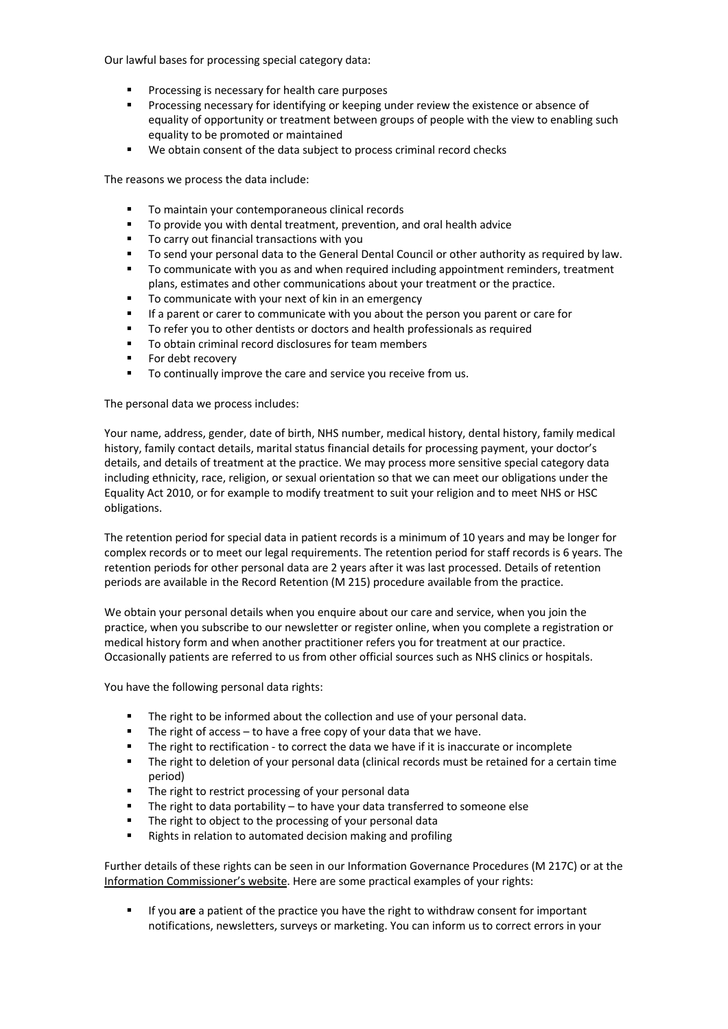Our lawful bases for processing special category data:

- Processing is necessary for health care purposes
- Processing necessary for identifying or keeping under review the existence or absence of equality of opportunity or treatment between groups of people with the view to enabling such equality to be promoted or maintained
- We obtain consent of the data subject to process criminal record checks

The reasons we process the data include:

- To maintain your contemporaneous clinical records
- To provide you with dental treatment, prevention, and oral health advice
- To carry out financial transactions with you
- To send your personal data to the General Dental Council or other authority as required by law.
- To communicate with you as and when required including appointment reminders, treatment plans, estimates and other communications about your treatment or the practice.
- To communicate with your next of kin in an emergency
- If a parent or carer to communicate with you about the person you parent or care for
- To refer you to other dentists or doctors and health professionals as required
- To obtain criminal record disclosures for team members
- For debt recovery
- To continually improve the care and service you receive from us.

The personal data we process includes:

Your name, address, gender, date of birth, NHS number, medical history, dental history, family medical history, family contact details, marital status financial details for processing payment, your doctor's details, and details of treatment at the practice. We may process more sensitive special category data including ethnicity, race, religion, or sexual orientation so that we can meet our obligations under the Equality Act 2010, or for example to modify treatment to suit your religion and to meet NHS or HSC obligations.

The retention period for special data in patient records is a minimum of 10 years and may be longer for complex records or to meet our legal requirements. The retention period for staff records is 6 years. The retention periods for other personal data are 2 years after it was last processed. Details of retention periods are available in the Record Retention (M 215) procedure available from the practice.

We obtain your personal details when you enquire about our care and service, when you join the practice, when you subscribe to our newsletter or register online, when you complete a registration or medical history form and when another practitioner refers you for treatment at our practice. Occasionally patients are referred to us from other official sources such as NHS clinics or hospitals.

You have the following personal data rights:

- The right to be informed about the collection and use of your personal data.
- The right of access – to have a free copy of your data that we have.
- The right to rectification - to correct the data we have if it is inaccurate or incomplete
- The right to deletion of your personal data (clinical records must be retained for a certain time period)
- The right to restrict processing of your personal data
- The right to data portability – to have your data transferred to someone else
- The right to object to the processing of your personal data
- Rights in relation to automated decision making and profiling

Further details of these rights can be seen in our Information Governance Procedures (M 217C) or at the Information Commissioner's website. Here are some practical examples of your rights:

- If you **are** a patient of the practice you have the right to withdraw consent for important notifications, newsletters, surveys or marketing. You can inform us to correct errors in your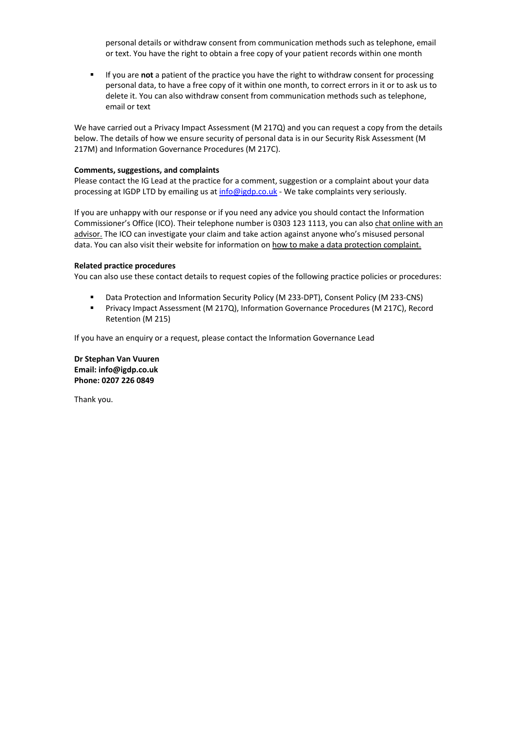personal details or withdraw consent from communication methods such as telephone, email or text. You have the right to obtain a free copy of your patient records within one month

- If you are **not** a patient of the practice you have the right to withdraw consent for processing personal data, to have a free copy of it within one month, to correct errors in it or to ask us to delete it. You can also withdraw consent from communication methods such as telephone, email or text

We have carried out a Privacy Impact Assessment (M 217Q) and you can request a copy from the details below. The details of how we ensure security of personal data is in our Security Risk Assessment (M 217M) and Information Governance Procedures (M 217C).

**Comments, suggestions, and complaints**

Please contact the IG Lead at the practice for a comment, suggestion or a complaint about your data processing at IGDP LTD by emailing us at info@igdp.co.uk - We take complaints very seriously.

If you are unhappy with our response or if you need any advice you should contact the Information Commissioner's Office (ICO). Their telephone number is 0303 123 1113, you can also chat online with an advisor. The ICO can investigate your claim and take action against anyone who's misused personal data. You can also visit their website for information on how to make a data protection complaint.

**Related practice procedures**

You can also use these contact details to request copies of the following practice policies or procedures:

- Data Protection and Information Security Policy (M 233-DPT), Consent Policy (M 233-CNS)
- Privacy Impact Assessment (M 217Q), Information Governance Procedures (M 217C), Record Retention (M 215)

If you have an enquiry or a request, please contact the Information Governance Lead

**Dr Stephan Van Vuuren**
**Email: info@igdp.co.uk**
**Phone: 0207 226 0849**

Thank you.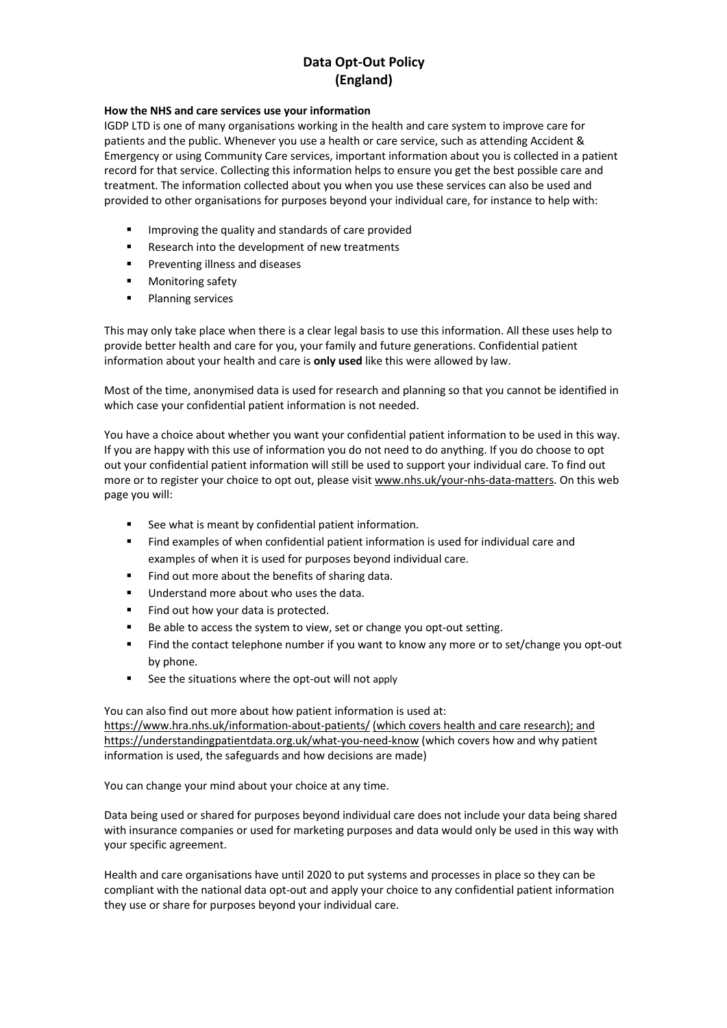# Data Opt-Out Policy (England)

**How the NHS and care services use your information**

IGDP LTD is one of many organisations working in the health and care system to improve care for patients and the public. Whenever you use a health or care service, such as attending Accident & Emergency or using Community Care services, important information about you is collected in a patient record for that service. Collecting this information helps to ensure you get the best possible care and treatment. The information collected about you when you use these services can also be used and provided to other organisations for purposes beyond your individual care, for instance to help with:

- Improving the quality and standards of care provided
- Research into the development of new treatments
- Preventing illness and diseases
- Monitoring safety
- Planning services

This may only take place when there is a clear legal basis to use this information. All these uses help to provide better health and care for you, your family and future generations. Confidential patient information about your health and care is **only used** like this were allowed by law.

Most of the time, anonymised data is used for research and planning so that you cannot be identified in which case your confidential patient information is not needed.

You have a choice about whether you want your confidential patient information to be used in this way. If you are happy with this use of information you do not need to do anything. If you do choose to opt out your confidential patient information will still be used to support your individual care. To find out more or to register your choice to opt out, please visit www.nhs.uk/your-nhs-data-matters. On this web page you will:

- See what is meant by confidential patient information.
- Find examples of when confidential patient information is used for individual care and examples of when it is used for purposes beyond individual care.
- Find out more about the benefits of sharing data.
- Understand more about who uses the data.
- Find out how your data is protected.
- Be able to access the system to view, set or change you opt-out setting.
- Find the contact telephone number if you want to know any more or to set/change you opt-out by phone.
- See the situations where the opt-out will not apply

You can also find out more about how patient information is used at:
https://www.hra.nhs.uk/information-about-patients/ (which covers health and care research); and https://understandingpatientdata.org.uk/what-you-need-know (which covers how and why patient information is used, the safeguards and how decisions are made)

You can change your mind about your choice at any time.

Data being used or shared for purposes beyond individual care does not include your data being shared with insurance companies or used for marketing purposes and data would only be used in this way with your specific agreement.

Health and care organisations have until 2020 to put systems and processes in place so they can be compliant with the national data opt-out and apply your choice to any confidential patient information they use or share for purposes beyond your individual care.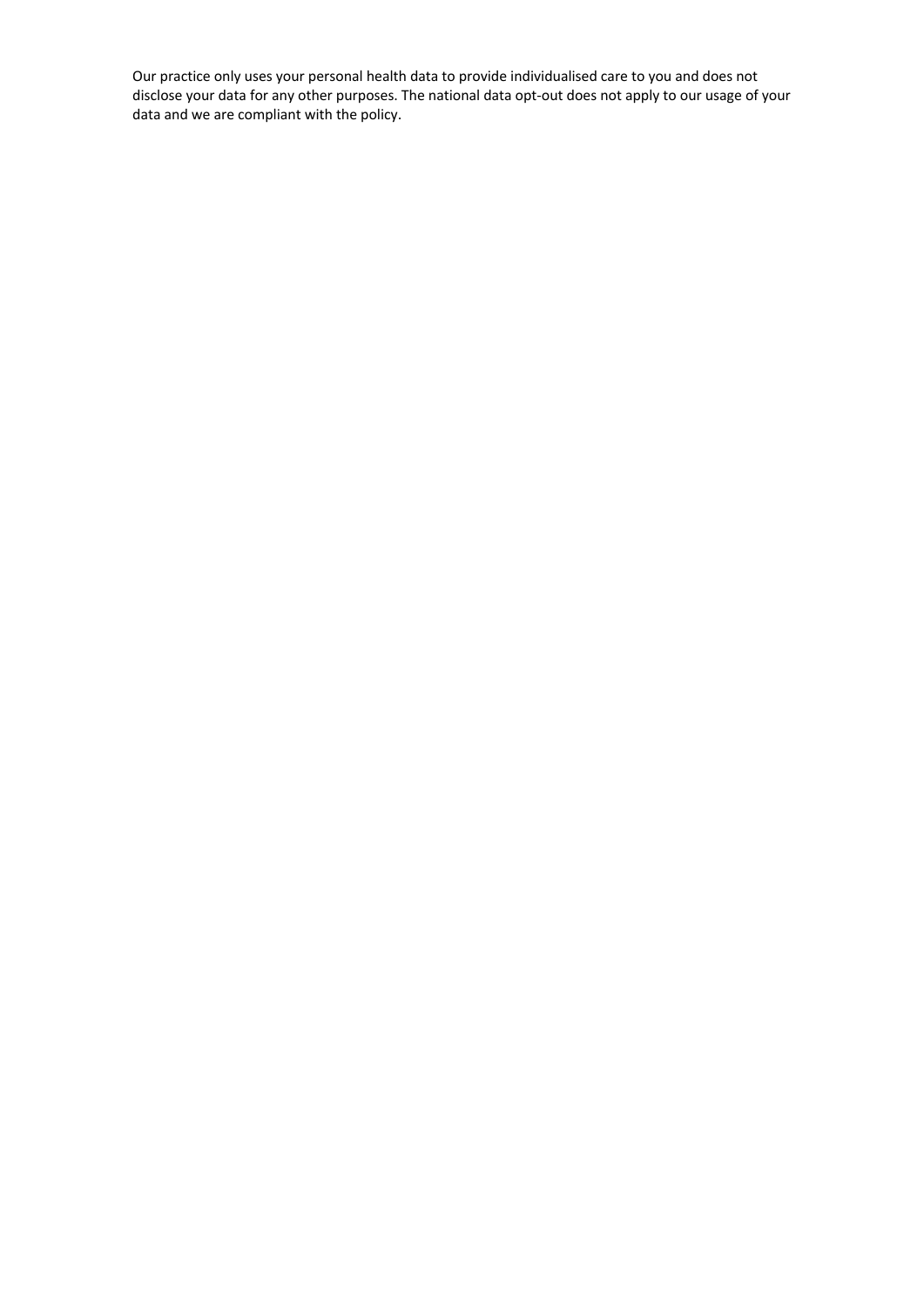Our practice only uses your personal health data to provide individualised care to you and does not disclose your data for any other purposes. The national data opt-out does not apply to our usage of your data and we are compliant with the policy.